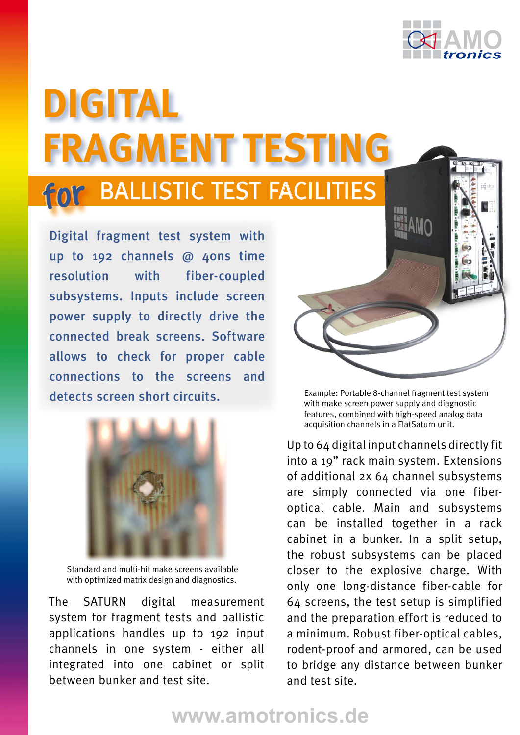# DIGITAL FRAGMENT TESTING

## for BALLISTIC TEST FACILITIES

**Digital fragment test system with up to 192 channels @ 40ns time resolution with fiber-coupled subsystems. Inputs include screen power supply to directly drive the connected break screens. Software allows to check for proper cable connections to the screens and detects screen short circuits.**

Example: Portable 8-channel fragment test system with make screen power supply and diagnostic features, combined with high-speed analog data acquisition channels in a FlatSaturn unit.

Standard and multi-hit make screens available with optimized matrix design and diagnostics.

The SATURN digital measurement system for fragment tests and ballistic applications handles up to 192 input channels in one system - either all integrated into one cabinet or split between bunker and test site.

Up to 64 digital input channels directly fit into a 19" rack main system. Extensions of additional 2x 64 channel subsystems are simply connected via one fiber-optical cable. Main and subsystems can be installed together in a rack cabinet in a bunker. In a split setup, the robust subsystems can be placed closer to the explosive charge. With only one long-distance fiber-cable for 64 screens, the test setup is simplified and the preparation effort is reduced to a minimum. Robust fiber-optical cables, rodent-proof and armored, can be used to bridge any distance between bunker and test site.

www.amotronics.de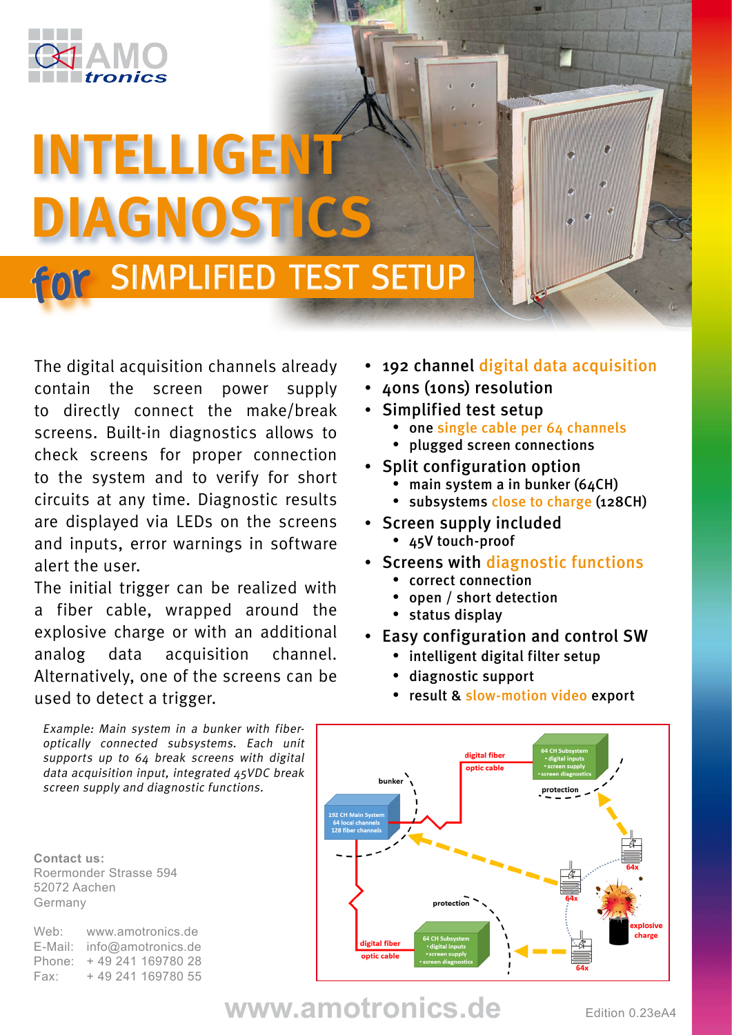# INTELLIGENT DIAGNOSTICS

## for SIMPLIFIED TEST SETUP

The digital acquisition channels already contain the screen power supply to directly connect the make/break screens. Built-in diagnostics allows to check screens for proper connection to the system and to verify for short circuits at any time. Diagnostic results are displayed via LEDs on the screens and inputs, error warnings in software alert the user.

The initial trigger can be realized with a fiber cable, wrapped around the explosive charge or with an additional analog data acquisition channel. Alternatively, one of the screens can be used to detect a trigger.

- 192 channel digital data acquisition
- 40ns (10ns) resolution
- Simplified test setup
  - one single cable per 64 channels
  - plugged screen connections
- Split configuration option
  - main system a in bunker (64CH)
  - subsystems close to charge (128CH)
- Screen supply included
  - 45V touch-proof
- Screens with diagnostic functions
  - correct connection
  - open / short detection
  - status display
- Easy configuration and control SW
  - intelligent digital filter setup
  - diagnostic support
  - result & slow-motion video export

*Example: Main system in a bunker with fiber-optically connected subsystems. Each unit supports up to 64 break screens with digital data acquisition input, integrated 45VDC break screen supply and diagnostic functions.*

bunker

192 CH Main System
64 local channels
128 fiber channels

digital fiber
optic cable

64 CH Subsystem
• digital inputs
• screen supply
• screen diagnostics

protection

64x

64x

explosive charge

protection

digital fiber
optic cable

64 CH Subsystem
• digital inputs
• screen supply
• screen diagnostics

64x

**Contact us:**
Roermonder Strasse 594
52072 Aachen
Germany

Web: www.amotronics.de
E-Mail: info@amotronics.de
Phone: + 49 241 169780 28
Fax: + 49 241 169780 55

www.amotronics.de

Edition 0.23eA4